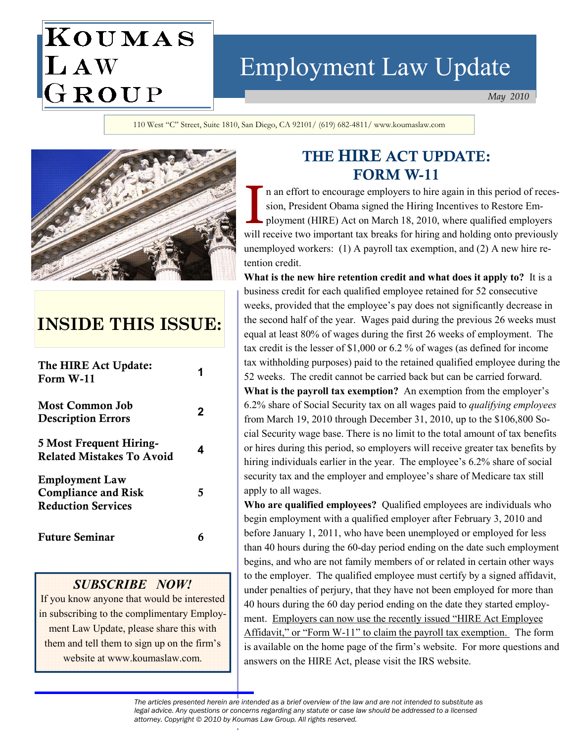# KOUMAS LAW GROUP

# Employment Law Update

May 2010

110 West "C" Street, Suite 1810, San Diego, CA 92101/ (619) 682-4811/ www.koumaslaw.com

## INSIDE THIS ISSUE:

| | |
|---|---|
| **The HIRE Act Update: Form W-11** | 1 |
| **Most Common Job Description Errors** | 2 |
| **5 Most Frequent Hiring-Related Mistakes To Avoid** | 4 |
| **Employment Law Compliance and Risk Reduction Services** | 5 |
| **Future Seminar** | 6 |

### *SUBSCRIBE NOW!*

If you know anyone that would be interested in subscribing to the complimentary Employment Law Update, please share this with them and tell them to sign up on the firm's website at www.koumaslaw.com.

## THE HIRE ACT UPDATE: FORM W-11

In an effort to encourage employers to hire again in this period of recession, President Obama signed the Hiring Incentives to Restore Employment (HIRE) Act on March 18, 2010, where qualified employers will receive two important tax breaks for hiring and holding onto previously unemployed workers: (1) A payroll tax exemption, and (2) A new hire retention credit.

**What is the new hire retention credit and what does it apply to?** It is a business credit for each qualified employee retained for 52 consecutive weeks, provided that the employee's pay does not significantly decrease in the second half of the year. Wages paid during the previous 26 weeks must equal at least 80% of wages during the first 26 weeks of employment. The tax credit is the lesser of $1,000 or 6.2 % of wages (as defined for income tax withholding purposes) paid to the retained qualified employee during the 52 weeks. The credit cannot be carried back but can be carried forward.

**What is the payroll tax exemption?** An exemption from the employer's 6.2% share of Social Security tax on all wages paid to *qualifying employees* from March 19, 2010 through December 31, 2010, up to the $106,800 Social Security wage base. There is no limit to the total amount of tax benefits or hires during this period, so employers will receive greater tax benefits by hiring individuals earlier in the year. The employee's 6.2% share of social security tax and the employer and employee's share of Medicare tax still apply to all wages.

**Who are qualified employees?** Qualified employees are individuals who begin employment with a qualified employer after February 3, 2010 and before January 1, 2011, who have been unemployed or employed for less than 40 hours during the 60-day period ending on the date such employment begins, and who are not family members of or related in certain other ways to the employer. The qualified employee must certify by a signed affidavit, under penalties of perjury, that they have not been employed for more than 40 hours during the 60 day period ending on the date they started employment. Employers can now use the recently issued "HIRE Act Employee Affidavit," or "Form W-11" to claim the payroll tax exemption. The form is available on the home page of the firm's website. For more questions and answers on the HIRE Act, please visit the IRS website.

*The articles presented herein are intended as a brief overview of the law and are not intended to substitute as legal advice. Any questions or concerns regarding any statute or case law should be addressed to a licensed attorney. Copyright © 2010 by Koumas Law Group. All rights reserved.*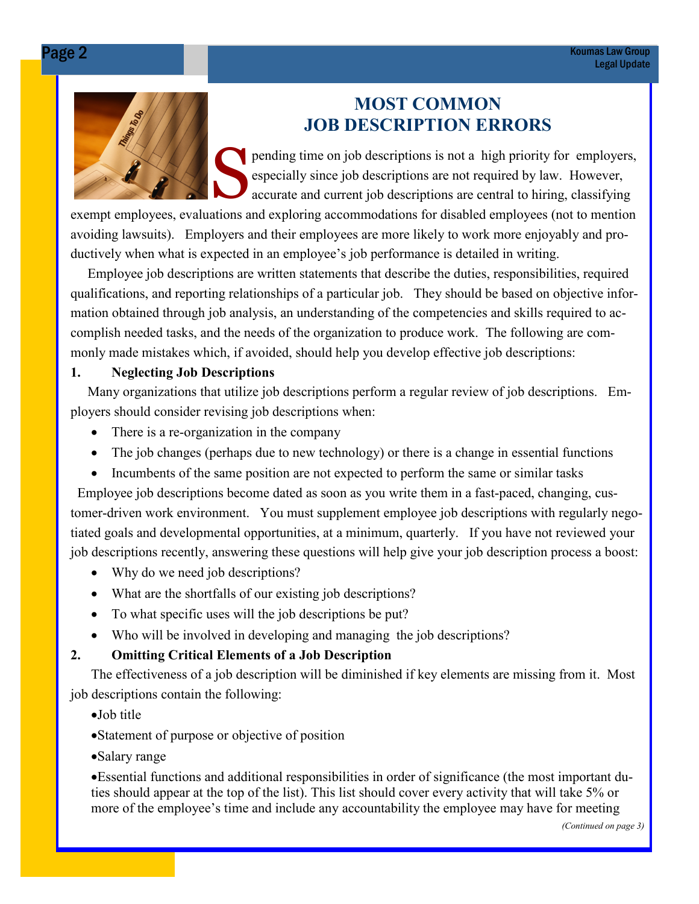# MOST COMMON JOB DESCRIPTION ERRORS

Spending time on job descriptions is not a high priority for employers, especially since job descriptions are not required by law. However, accurate and current job descriptions are central to hiring, classifying exempt employees, evaluations and exploring accommodations for disabled employees (not to mention avoiding lawsuits). Employers and their employees are more likely to work more enjoyably and productively when what is expected in an employee's job performance is detailed in writing.

Employee job descriptions are written statements that describe the duties, responsibilities, required qualifications, and reporting relationships of a particular job. They should be based on objective information obtained through job analysis, an understanding of the competencies and skills required to accomplish needed tasks, and the needs of the organization to produce work. The following are commonly made mistakes which, if avoided, should help you develop effective job descriptions:

**1. Neglecting Job Descriptions**

Many organizations that utilize job descriptions perform a regular review of job descriptions. Employers should consider revising job descriptions when:

- There is a re-organization in the company
- The job changes (perhaps due to new technology) or there is a change in essential functions
- Incumbents of the same position are not expected to perform the same or similar tasks

Employee job descriptions become dated as soon as you write them in a fast-paced, changing, customer-driven work environment. You must supplement employee job descriptions with regularly negotiated goals and developmental opportunities, at a minimum, quarterly. If you have not reviewed your job descriptions recently, answering these questions will help give your job description process a boost:

- Why do we need job descriptions?
- What are the shortfalls of our existing job descriptions?
- To what specific uses will the job descriptions be put?
- Who will be involved in developing and managing the job descriptions?

**2. Omitting Critical Elements of a Job Description**

The effectiveness of a job description will be diminished if key elements are missing from it. Most job descriptions contain the following:

- Job title
- Statement of purpose or objective of position
- Salary range
- Essential functions and additional responsibilities in order of significance (the most important duties should appear at the top of the list). This list should cover every activity that will take 5% or more of the employee's time and include any accountability the employee may have for meeting

*(Continued on page 3)*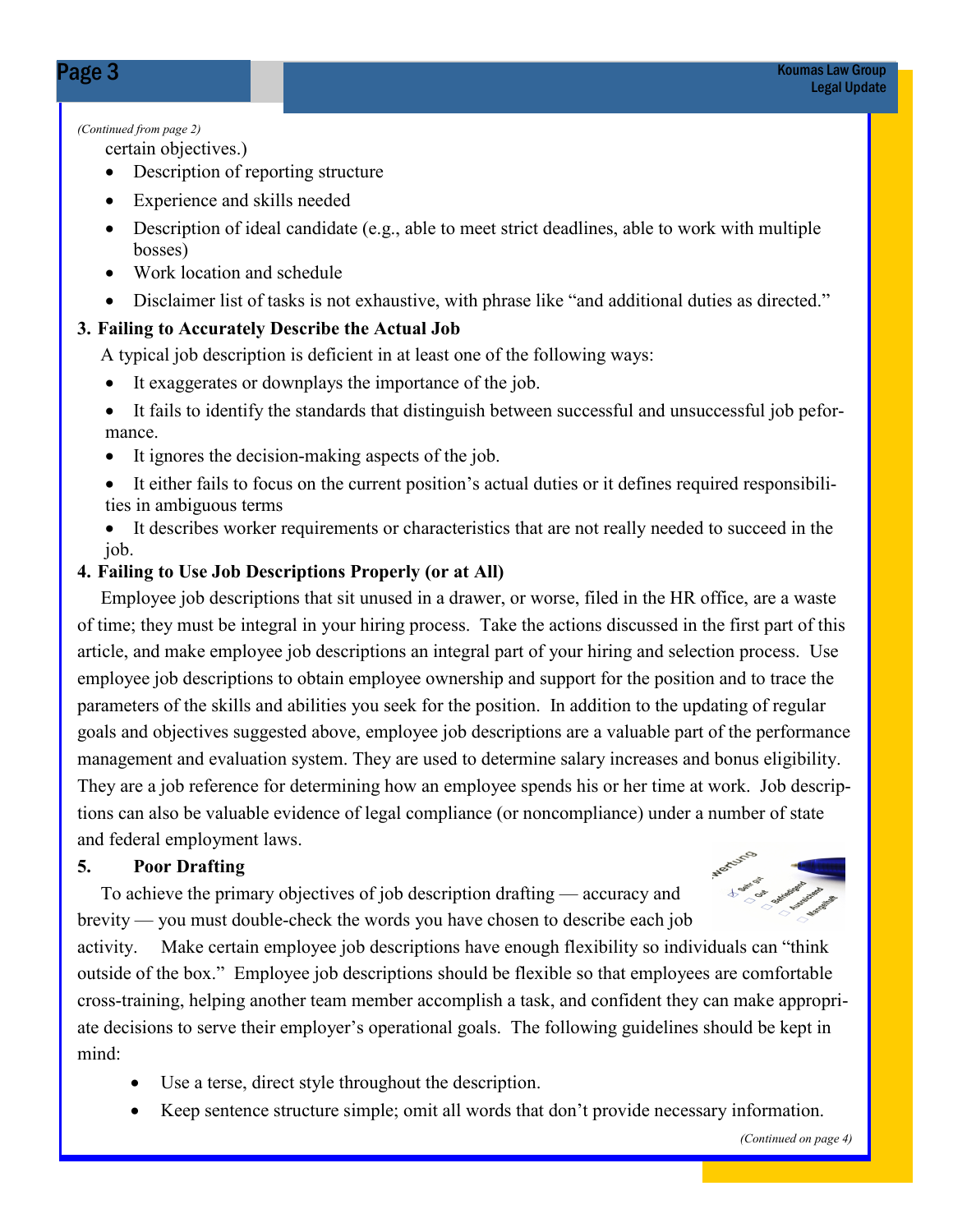*(Continued from page 2)*

certain objectives.)

- Description of reporting structure
- Experience and skills needed
- Description of ideal candidate (e.g., able to meet strict deadlines, able to work with multiple bosses)
- Work location and schedule
- Disclaimer list of tasks is not exhaustive, with phrase like "and additional duties as directed."

**3. Failing to Accurately Describe the Actual Job**

A typical job description is deficient in at least one of the following ways:

- It exaggerates or downplays the importance of the job.
- It fails to identify the standards that distinguish between successful and unsuccessful job peformance.
- It ignores the decision-making aspects of the job.
- It either fails to focus on the current position's actual duties or it defines required responsibilities in ambiguous terms
- It describes worker requirements or characteristics that are not really needed to succeed in the job.

**4. Failing to Use Job Descriptions Properly (or at All)**

Employee job descriptions that sit unused in a drawer, or worse, filed in the HR office, are a waste of time; they must be integral in your hiring process. Take the actions discussed in the first part of this article, and make employee job descriptions an integral part of your hiring and selection process. Use employee job descriptions to obtain employee ownership and support for the position and to trace the parameters of the skills and abilities you seek for the position. In addition to the updating of regular goals and objectives suggested above, employee job descriptions are a valuable part of the performance management and evaluation system. They are used to determine salary increases and bonus eligibility. They are a job reference for determining how an employee spends his or her time at work. Job descriptions can also be valuable evidence of legal compliance (or noncompliance) under a number of state and federal employment laws.

**5. Poor Drafting**

To achieve the primary objectives of job description drafting — accuracy and brevity — you must double-check the words you have chosen to describe each job activity. Make certain employee job descriptions have enough flexibility so individuals can "think outside of the box." Employee job descriptions should be flexible so that employees are comfortable cross-training, helping another team member accomplish a task, and confident they can make appropriate decisions to serve their employer's operational goals. The following guidelines should be kept in mind:

- Use a terse, direct style throughout the description.
- Keep sentence structure simple; omit all words that don't provide necessary information.

*(Continued on page 4)*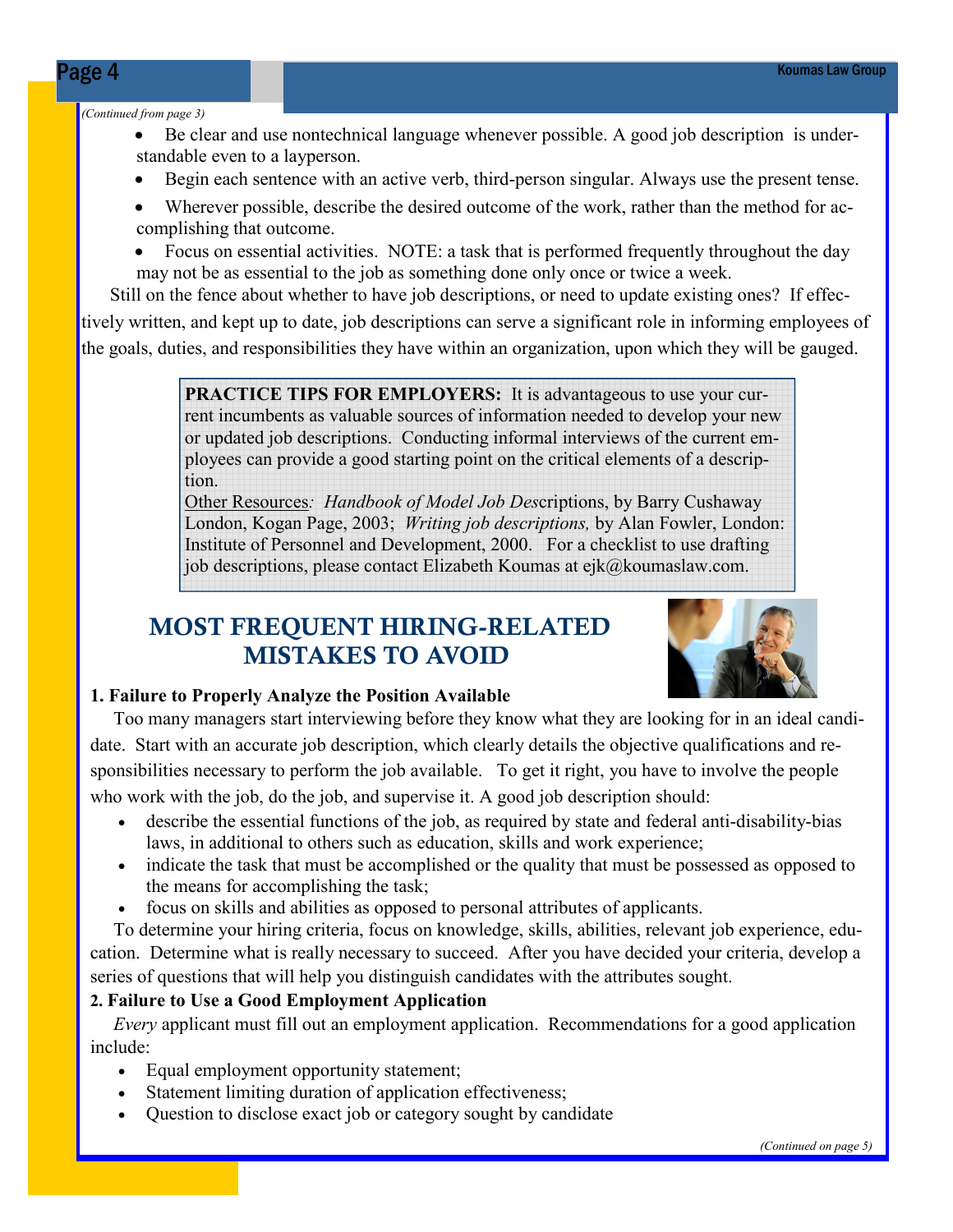*(Continued from page 3)*

- Be clear and use nontechnical language whenever possible. A good job description is understandable even to a layperson.
- Begin each sentence with an active verb, third-person singular. Always use the present tense.
- Wherever possible, describe the desired outcome of the work, rather than the method for accomplishing that outcome.
- Focus on essential activities. NOTE: a task that is performed frequently throughout the day may not be as essential to the job as something done only once or twice a week.

Still on the fence about whether to have job descriptions, or need to update existing ones? If effectively written, and kept up to date, job descriptions can serve a significant role in informing employees of the goals, duties, and responsibilities they have within an organization, upon which they will be gauged.

> **PRACTICE TIPS FOR EMPLOYERS:** It is advantageous to use your current incumbents as valuable sources of information needed to develop your new or updated job descriptions. Conducting informal interviews of the current employees can provide a good starting point on the critical elements of a description.
>
> Other Resources*: Handbook of Model Job Des*criptions, by Barry Cushaway London, Kogan Page, 2003; *Writing job descriptions,* by Alan Fowler, London: Institute of Personnel and Development, 2000. For a checklist to use drafting job descriptions, please contact Elizabeth Koumas at ejk@koumaslaw.com.

## MOST FREQUENT HIRING-RELATED MISTAKES TO AVOID

**1. Failure to Properly Analyze the Position Available**

Too many managers start interviewing before they know what they are looking for in an ideal candidate. Start with an accurate job description, which clearly details the objective qualifications and responsibilities necessary to perform the job available. To get it right, you have to involve the people who work with the job, do the job, and supervise it. A good job description should:

- describe the essential functions of the job, as required by state and federal anti-disability-bias laws, in additional to others such as education, skills and work experience;
- indicate the task that must be accomplished or the quality that must be possessed as opposed to the means for accomplishing the task;
- focus on skills and abilities as opposed to personal attributes of applicants.

To determine your hiring criteria, focus on knowledge, skills, abilities, relevant job experience, education. Determine what is really necessary to succeed. After you have decided your criteria, develop a series of questions that will help you distinguish candidates with the attributes sought.

**2. Failure to Use a Good Employment Application**

*Every* applicant must fill out an employment application. Recommendations for a good application include:

- Equal employment opportunity statement;
- Statement limiting duration of application effectiveness;
- Question to disclose exact job or category sought by candidate

*(Continued on page 5)*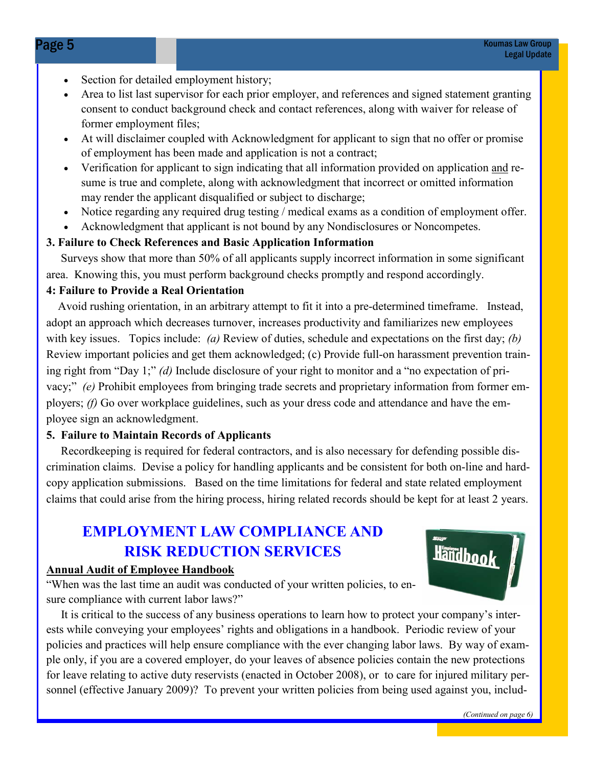- Section for detailed employment history;
- Area to list last supervisor for each prior employer, and references and signed statement granting consent to conduct background check and contact references, along with waiver for release of former employment files;
- At will disclaimer coupled with Acknowledgment for applicant to sign that no offer or promise of employment has been made and application is not a contract;
- Verification for applicant to sign indicating that all information provided on application and resume is true and complete, along with acknowledgment that incorrect or omitted information may render the applicant disqualified or subject to discharge;
- Notice regarding any required drug testing / medical exams as a condition of employment offer.
- Acknowledgment that applicant is not bound by any Nondisclosures or Noncompetes.

**3. Failure to Check References and Basic Application Information**

Surveys show that more than 50% of all applicants supply incorrect information in some significant area. Knowing this, you must perform background checks promptly and respond accordingly.

**4: Failure to Provide a Real Orientation**

Avoid rushing orientation, in an arbitrary attempt to fit it into a pre-determined timeframe. Instead, adopt an approach which decreases turnover, increases productivity and familiarizes new employees with key issues. Topics include: *(a)* Review of duties, schedule and expectations on the first day; *(b)* Review important policies and get them acknowledged; (c) Provide full-on harassment prevention training right from "Day 1;" *(d)* Include disclosure of your right to monitor and a "no expectation of privacy;" *(e)* Prohibit employees from bringing trade secrets and proprietary information from former employers; *(f)* Go over workplace guidelines, such as your dress code and attendance and have the employee sign an acknowledgment.

**5. Failure to Maintain Records of Applicants**

Recordkeeping is required for federal contractors, and is also necessary for defending possible discrimination claims. Devise a policy for handling applicants and be consistent for both on-line and hard-copy application submissions. Based on the time limitations for federal and state related employment claims that could arise from the hiring process, hiring related records should be kept for at least 2 years.

## EMPLOYMENT LAW COMPLIANCE AND RISK REDUCTION SERVICES

**Annual Audit of Employee Handbook**

"When was the last time an audit was conducted of your written policies, to ensure compliance with current labor laws?"

It is critical to the success of any business operations to learn how to protect your company's interests while conveying your employees' rights and obligations in a handbook. Periodic review of your policies and practices will help ensure compliance with the ever changing labor laws. By way of example only, if you are a covered employer, do your leaves of absence policies contain the new protections for leave relating to active duty reservists (enacted in October 2008), or to care for injured military personnel (effective January 2009)? To prevent your written policies from being used against you, includ-

*(Continued on page 6)*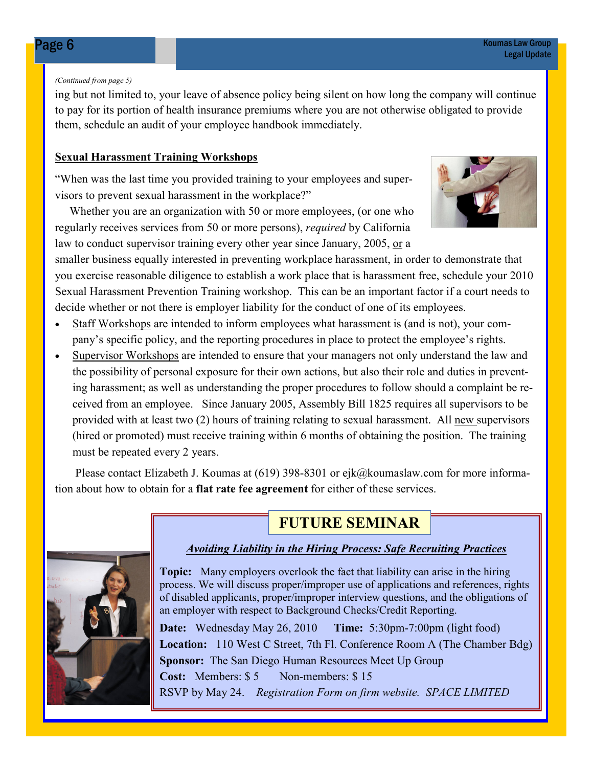*(Continued from page 5)*

ing but not limited to, your leave of absence policy being silent on how long the company will continue to pay for its portion of health insurance premiums where you are not otherwise obligated to provide them, schedule an audit of your employee handbook immediately.

## Sexual Harassment Training Workshops

"When was the last time you provided training to your employees and supervisors to prevent sexual harassment in the workplace?"

Whether you are an organization with 50 or more employees, (or one who regularly receives services from 50 or more persons), *required* by California law to conduct supervisor training every other year since January, 2005, or a smaller business equally interested in preventing workplace harassment, in order to demonstrate that you exercise reasonable diligence to establish a work place that is harassment free, schedule your 2010 Sexual Harassment Prevention Training workshop. This can be an important factor if a court needs to decide whether or not there is employer liability for the conduct of one of its employees.

- Staff Workshops are intended to inform employees what harassment is (and is not), your company's specific policy, and the reporting procedures in place to protect the employee's rights.
- Supervisor Workshops are intended to ensure that your managers not only understand the law and the possibility of personal exposure for their own actions, but also their role and duties in preventing harassment; as well as understanding the proper procedures to follow should a complaint be received from an employee. Since January 2005, Assembly Bill 1825 requires all supervisors to be provided with at least two (2) hours of training relating to sexual harassment. All new supervisors (hired or promoted) must receive training within 6 months of obtaining the position. The training must be repeated every 2 years.

Please contact Elizabeth J. Koumas at (619) 398-8301 or ejk@koumaslaw.com for more information about how to obtain for a **flat rate fee agreement** for either of these services.

## FUTURE SEMINAR

***Avoiding Liability in the Hiring Process: Safe Recruiting Practices***

**Topic:** Many employers overlook the fact that liability can arise in the hiring process. We will discuss proper/improper use of applications and references, rights of disabled applicants, proper/improper interview questions, and the obligations of an employer with respect to Background Checks/Credit Reporting.

**Date:** Wednesday May 26, 2010 **Time:** 5:30pm-7:00pm (light food)

**Location:** 110 West C Street, 7th Fl. Conference Room A (The Chamber Bdg)

**Sponsor:** The San Diego Human Resources Meet Up Group

**Cost:** Members: $ 5 Non-members: $ 15

RSVP by May 24. *Registration Form on firm website. SPACE LIMITED*